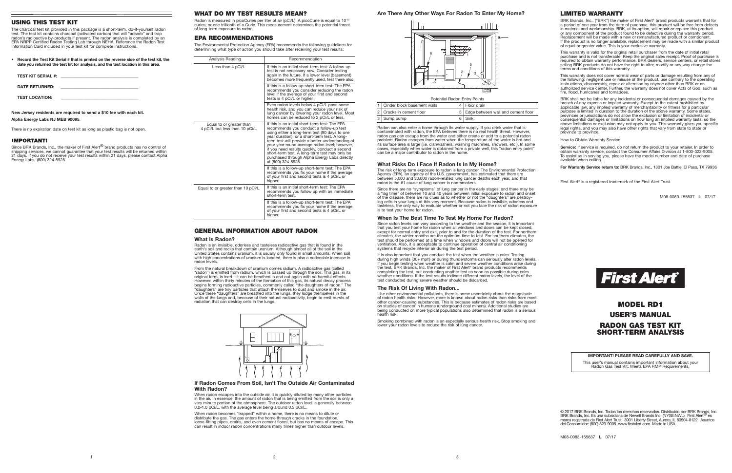## USING THIS TEST KIT

The charcoal test kit provided in this package is a short-term, do-it-yourself radon test. The test kit contains charcoal (activated carbon) that will "adsorb" and trap radon's radioactive by-products if present. The radon analysis is completed by an EPA NRPP Certified Radon Testing Lab through NEHA. Reference the Radon Test Information Card included in your test kit for complete instructions.

- **Record the Test Kit Serial # that is printed on the reverse side of the test kit, the date you returned the test kit for analysis, and the test location in this area.**

**TEST KIT SERIAL #:** ______________________

**DATE RETURNED:** ______________________

**TEST LOCATION:** ______________________

**New Jersey residents are required to send a $10 fee with each kit.**

**Alpha Energy Labs NJ MEB 90095**.

There is no expiration date on test kit as long as plastic bag is not open.

### IMPORTANT!

Since BRK Brands, Inc., the maker of First Alert® brand products has no control of shipping services, we cannot guarantee that your test results will be returned within 21 days. If you do not receive your test results within 21 days, please contact Alpha Energy Labs, (800) 324-5928.

## WHAT DO MY TEST RESULTS MEAN?

Radon is measured in picoCuries per liter of air (pCi/L). A picoCurie is equal to $10^{-12}$ curies, or one trillionth of a Curie. This measurement determines the potential threat of long-term exposure to radon.

## EPA RECOMMENDATIONS

The Environmental Protection Agency (EPA) recommends the following guidelines for determining what type of action you should take after receiving your test results:

| Analysis Reading | Recommendation |
|---|---|
| Less than 4 pCi/L | If this is an initial short-term test: A follow-up test is not necessary now. Consider testing again in the future. If a lower level (basement) becomes more frequently used, test there also. |
| | If this is a follow-up short-term test: The EPA recommends you consider reducing the radon level if the average of your first and second tests is 4 pCi/L or higher. |
| | Even radon levels below 4 pCi/L pose some health risk, and you can reduce your risk of lung cancer by lowering your radon level. Most homes can be reduced to 2 pCi/L or less. |
| Equal to or greater than 4 pCi/L but less than 10 pCi/L | If this is an initial short-term test: The EPA recommends you conduct a follow-up test using either a long-term test (90 days to one year duration), or a short-term test. A long-term test will provide a better understanding of your year-round average radon level; however, if you need results quickly, conduct a second short-term test. A long-term test may only be purchased through Alpha Energy Labs directly at (800) 324-5928. |
| | If this is a follow-up short-term test: The EPA recommends you fix your home if the average of your first and second tests is 4 pCi/L or higher. |
| Equal to or greater than 10 pCi/L | If this is an initial short-term test: The EPA recommends you follow up with an immediate short-term test. |
| | If this is a follow-up short-term test: The EPA recommends you fix your home if the average of your first and second tests is 4 pCi/L or higher. |

## GENERAL INFORMATION ABOUT RADON

### What Is Radon?

Radon is an invisible, odorless and tasteless radioactive gas that is found in the earth's soil and rocks that contain uranium. Although almost all of the soil in the United States contains uranium, it is usually only found in small amounts. When soil with high concentrations of uranium is located, there is also a noticeable increase in radon levels.

From the natural breakdown of uranium comes radium. A radioactive gas (called "radon") is emitted from radium, which is passed up through the soil. This gas, in its original form, is inert—it can be breathed in and out again with no harmful effects. However, within thirty minutes of the formation of this gas, its natural decay process begins forming radioactive particles, commonly called "the daughters of radon." The "daughters" are tiny particles that attach themselves to dust and smoke in the air. Once these "daughters" are breathed into the lungs, they lodge themselves in the walls of the lungs and, because of their natural radioactivity, begin to emit bursts of radiation that can destroy cells in the lungs.

### If Radon Comes From Soil, Isn't The Outside Air Contaminated With Radon?

When radon escapes into the outside air, it is quickly diluted by many other particles in the air. In essence, the amount of radon that is being emitted from the soil is only a very minute portion of the atmosphere. The outdoor radon level is generally between 0.2-1.0 pCi/L, with the average level being around 0.5 pCi/L.

When radon becomes "trapped" within a home, there is no means to dilute or distribute the gas. The gas enters the home through cracks in the foundation, loose-fitting pipes, drains, and even cement floors, but has no means of escape. This can result in indoor radon concentrations many times higher than outdoor levels.

### Are There Any Other Ways For Radon To Enter My Home?

Potential Radon Entry Points

| | | | |
|---|---|---|---|
| 1 | Cinder block basement walls | 4 | Floor drain |
| 2 | Cracks in cement floor | 5 | Edge between wall and cement floor |
| 3 | Sump pump | 6 | Sink |

Radon can also enter a home through its water supply. If you drink water that is contaminated with radon, the EPA believes there is no real health threat. However, radon gas can escape from the water and either create or add to a potential radon problem. Radon escapes from water when the temperature of the water is hot and its surface area is large (i.e. dishwashers, washing machines, showers, etc.). In some cases, especially when water is obtained from a private well, this "radon entry point" can be a major contributor to radon in the home.

### What Risks Do I Face If Radon Is In My Home?

The risk of long-term exposure to radon is lung cancer. The Environmental Protection Agency (EPA), an agency of the U.S. government, has estimated that there are between 5,000 and 30,000 radon-related lung cancer deaths each year, and that radon is the #1 cause of lung cancer in non-smokers.

Since there are no "symptoms" of lung cancer in the early stages, and there may be a "lag time" of between 10 and 40 years between initial exposure to radon and onset of the disease, there are no clues as to whether or not the "daughters" are destroying cells in your lungs at this very moment. Because radon is invisible, odorless and tasteless, the only way to evaluate whether or not you face the risk of radon exposure is to test your home for radon.

### When Is The Best Time To Test My Home For Radon?

Since radon levels can vary according to the weather and the season, it is important that you test your home for radon when all windows and doors can be kept closed, except for normal entry and exit, prior to and for the duration of the test. For northern climates, the winter months are the optimum time to test. For southern climates, the test should be performed at a time when windows and doors will not be opened for ventilation. Also, it is acceptable to continue operation of central air conditioning systems that recycle interior air during the test period.

It is also important that you conduct the test when the weather is calm. Testing during high winds (30+ mph) or during thunderstorms can seriously alter radon levels. If you begin testing when weather is calm and severe weather conditions arise during the test, BRK Brands, Inc. the maker of First Alert® brand products recommends completing the test, but conducting another test as soon as possible during calm weather conditions. If the test results indicate different radon levels, the level of the test conducted during severe weather should be discarded.

### The Risk Of Living With Radon...

Like other environmental pollutants, there is some uncertainty about the magnitude of radon health risks. However, more is known about radon risks than risks from most other cancer-causing substances. This is because estimates of radon risks are based on studies of cancer in humans (underground coal miners). Additional studies are being conducted on more typical populations also determined that radon is a serious health risk.

Smoking combined with radon is an especially serious health risk. Stop smoking and lower your radon levels to reduce the risk of lung cancer.

## LIMITED WARRANTY

BRK Brands, Inc., ("BRK") the maker of First Alert® brand products warrants that for a period of one year from the date of purchase, this product will be free from defects in material and workmanship. BRK, at its option, will repair or replace this product or any component of the product found to be defective during the warranty period. Replacement will be made with a new or remanufactured product or component. If the product is no longer available, replacement may be made with a similar product of equal or greater value. This is your exclusive warranty.

This warranty is valid for the original retail purchaser from the date of initial retail purchase and is not transferable. Keep the original sales receipt. Proof of purchase is required to obtain warranty performance. BRK dealers, service centers, or retail stores selling BRK products do not have the right to alter, modify or any way change the terms and conditions of this warranty.

This warranty does not cover normal wear of parts or damage resulting from any of the following: negligent use or misuse of the product, use contrary to the operating instructions, disassembly, repair or alteration by anyone other than BRK or an authorized service center. Further, the warranty does not cover Acts of God, such as fire, flood, hurricanes and tornadoes.

BRK shall not be liable for any incidental or consequential damages caused by the breach of any express or implied warranty. Except to the extent prohibited by applicable law, any implied warranty of merchantability or fitness for a particular purpose is limited in duration to the duration of the above warranty. Some states, provinces or jurisdictions do not allow the exclusion or limitation of incidental or consequential damages or limitations on how long an implied warranty lasts, so the above limitations or exclusion may not apply to you. This warranty gives you specific legal rights, and you may also have other rights that vary from state to state or province to province.

How to Obtain Warranty Service

**Service:** If service is required, do not return the product to your retailer. In order to obtain warranty service, contact the Consumer Affairs Division at 1-800-323-9005. To assist us in serving you, please have the model number and date of purchase available when calling.

**For Warranty Service return to:** BRK Brands, Inc., 1301 Joe Battle, El Paso, TX 79936

First Alert® is a registered trademark of the First Alert Trust.

M08-0083-155637 **L** 07/17

First Alert®

# MODEL RD1
# USER'S MANUAL
# RADON GAS TEST KIT SHORT-TERM ANALYSIS

**IMPORTANT! PLEASE READ CAREFULLY AND SAVE.**

This user's manual contains important information about your Radon Gas Test Kit. Meets EPA RMP Requirements.

© 2017 BRK Brands, Inc. Todos los derechos reservados. Distribuido por BRK Brands, Inc. BRK Brands, Inc. Es una subsidiaria de Newell Brands Inc. (NYSE:NWL). First Alert® es marca registrada de First Alert Trust · 3901 Liberty Street, Aurora, IL 60504-8122 · Asuntos del Consumidor: (800) 323-9005. www.firstalert.com. Made in USA.

M08-0083-155637 **L** 07/17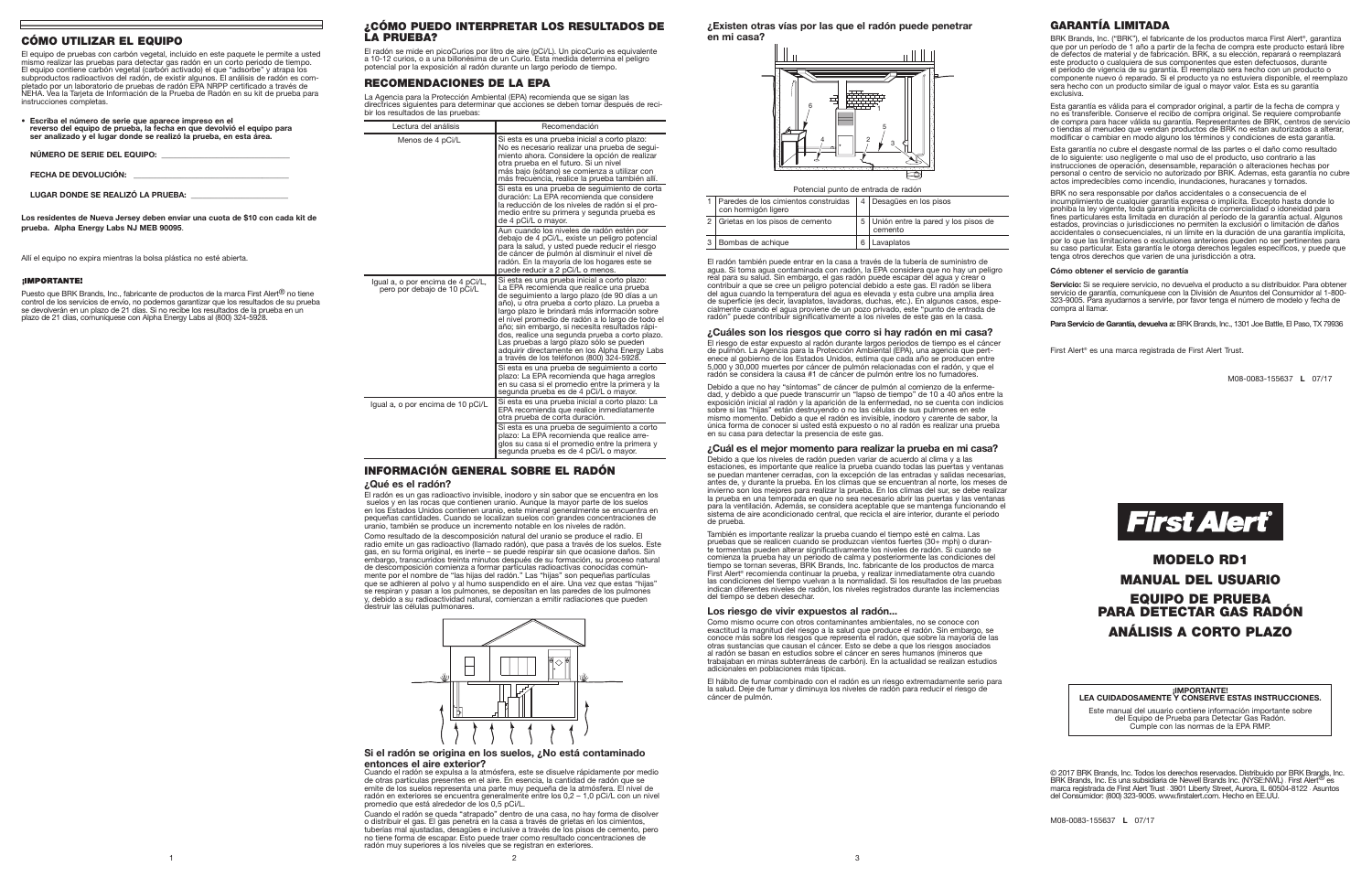## CÓMO UTILIZAR EL EQUIPO

El equipo de pruebas con carbón vegetal, incluido en este paquete le permite a usted mismo realizar las pruebas para detectar gas radón en un corto periodo de tiempo. El equipo contiene carbón vegetal (carbón activado) el que "adsorbe" y atrapa los subproductos radioactivos del radón, de existir algunos. El análisis de radón es completado por un laboratorio de pruebas de radón EPA NRPP certificado a través de NEHA. Vea la Tarjeta de Información de la Prueba de Radón en su kit de prueba para instrucciones completas.

- **Escriba el número de serie que aparece impreso en el reverso del equipo de prueba, la fecha en que devolvió el equipo para ser analizado y el lugar donde se realizó la prueba, en esta área.**

**NÚMERO DE SERIE DEL EQUIPO:** ______________________________

**FECHA DE DEVOLUCIÓN:** ______________________________

**LUGAR DONDE SE REALIZÓ LA PRUEBA:** ______________________________

**Los residentes de Nueva Jersey deben enviar una cuota de $10 con cada kit de prueba. Alpha Energy Labs NJ MEB 90095**.

Allí el equipo no expira mientras la bolsa plástica no esté abierta.

**¡IMPORTANTE!**

Puesto que BRK Brands, Inc., fabricante de productos de la marca First Alert® no tiene control de los servicios de envío, no podemos garantizar que los resultados de su prueba se devolverán en un plazo de 21 días. Si no recibe los resultados de la prueba en un plazo de 21 días, comuníquese con Alpha Energy Labs al (800) 324-5928.

## ¿CÓMO PUEDO INTERPRETAR LOS RESULTADOS DE LA PRUEBA?

El radón se mide en picoCurios por litro de aire (pCi/L). Un picoCurio es equivalente a 10-12 curios, o a una billonésima de un Curio. Esta medida determina el peligro potencial por la exposición al radón durante un largo periodo de tiempo.

## RECOMENDACIONES DE LA EPA

La Agencia para la Protección Ambiental (EPA) recomienda que se sigan las directrices siguientes para determinar que acciones se deben tomar después de recibir los resultados de las pruebas:

| Lectura del análisis | Recomendación |
|---|---|
| Menos de 4 pCi/L | Si esta es una prueba inicial a corto plazo: No es necesario realizar una prueba de seguimiento ahora. Considere la opción de realizar otra prueba en el futuro. Si un nivel más bajo (sótano) se comienza a utilizar con más frecuencia, realice la prueba también allí. |
| | Si esta es una prueba de seguimiento de corta duración: La EPA recomienda que considere la reducción de los niveles de radón si el promedio entre su primera y segunda prueba es de 4 pCi/L o mayor. |
| | Aun cuando los niveles de radón estén por debajo de 4 pCi/L, existe un peligro potencial para la salud, y usted puede reducir el riesgo de cáncer de pulmón al disminuir el nivel de radón. En la mayoría de los hogares este se puede reducir a 2 pCi/L o menos. |
| Igual a, o por encima de 4 pCi/L, pero por debajo de 10 pCi/L | Si esta es una prueba inicial a corto plazo: La EPA recomienda que realice una prueba de seguimiento a largo plazo (de 90 días a un año), u otra prueba a corto plazo. La prueba a largo plazo le brindará más información sobre el nivel promedio de radón a lo largo de todo el año; sin embargo, si necesita resultados rápidos, realice una segunda prueba a corto plazo. Las pruebas a largo plazo sólo se pueden adquirir directamente en los Alpha Energy Labs a través de los teléfonos (800) 324-5928. |
| | Si esta es una prueba de seguimiento a corto plazo: La EPA recomienda que haga arreglos en su casa si el promedio entre la primera y la segunda prueba es de 4 pCi/L o mayor. |
| Igual a, o por encima de 10 pCi/L | Si esta es una prueba inicial a corto plazo: La EPA recomienda que realice inmediatamente otra prueba de corta duración. |
| | Si esta es una prueba de seguimiento a corto plazo: La EPA recomienda que realice arreglos su casa si el promedio entre la primera y segunda prueba es de 4 pCi/L o mayor. |

## INFORMACIÓN GENERAL SOBRE EL RADÓN

### ¿Qué es el radón?

El radón es un gas radioactivo invisible, inodoro y sin sabor que se encuentra en los suelos y en las rocas que contienen uranio. Aunque la mayor parte de los suelos en los Estados Unidos contienen uranio, este mineral generalmente se encuentra en pequeñas cantidades. Cuando se localizan suelos con grandes concentraciones de uranio, también se produce un incremento notable en los niveles de radón.

Como resultado de la descomposición natural del uranio se produce el radio. El radio emite un gas radioactivo (llamado radón), que pasa a través de los suelos. Este gas, en su forma original, es inerte – se puede respirar sin que ocasione daños. Sin embargo, transcurridos treinta minutos después de su formación, su proceso natural de descomposición comienza a formar partículas radioactivas conocidas comúnmente por el nombre de "las hijas del radón." Las "hijas" son pequeñas partículas que se adhieren al polvo y al humo suspendido en el aire. Una vez que estas "hijas" se respiran y pasan a los pulmones, se depositan en las paredes de los pulmones y, debido a su radioactividad natural, comienzan a emitir radiaciones que pueden destruir las células pulmonares.

### Si el radón se origina en los suelos, ¿No está contaminado entonces el aire exterior?

Cuando el radón se expulsa a la atmósfera, este se disuelve rápidamente por medio de otras partículas presentes en el aire. En esencia, la cantidad de radón que se emite de los suelos representa una parte muy pequeña de la atmósfera. El nivel de radón en exteriores se encuentra generalmente entre los 0,2 – 1,0 pCi/L con un nivel promedio que está alrededor de los 0,5 pCi/L.

Cuando el radón se queda "atrapado" dentro de una casa, no hay forma de disolver o distribuir el gas. El gas penetra en la casa a través de grietas en los cimientos, tuberías mal ajustadas, desagües e inclusive a través de los pisos de cemento, pero no tiene forma de escapar. Esto puede traer como resultado concentraciones de radón muy superiores a los niveles que se registran en exteriores.

### ¿Existen otras vías por las que el radón puede penetrar en mi casa?

Potencial punto de entrada de radón

| | | | |
|---|---|---|---|
| 1 | Paredes de los cimientos construidas con hormigón ligero | 4 | Desagües en los pisos |
| 2 | Grietas en los pisos de cemento | 5 | Unión entre la pared y los pisos de cemento |
| 3 | Bombas de achique | 6 | Lavaplatos |

El radón también puede entrar en la casa a través de la tubería de suministro de agua. Si toma agua contaminada con radón, la EPA considera que no hay un peligro real para su salud. Sin embargo, el gas radón puede escapar del agua y crear o contribuir a que se cree un peligro potencial debido a este gas. El radón se libera del agua cuando la temperatura del agua es elevada y esta cubre una amplia área de superficie (es decir, lavaplatos, lavadoras, duchas, etc.). En algunos casos, especialmente cuando el agua proviene de un pozo privado, este "punto de entrada de radón" puede contribuir significativamente a los niveles de este gas en la casa.

### ¿Cuáles son los riesgos que corro si hay radón en mi casa?

El riesgo de estar expuesto al radón durante largos periodos de tiempo es el cáncer de pulmón. La Agencia para la Protección Ambiental (EPA), una agencia que pertenece al gobierno de los Estados Unidos, estima que cada año se producen entre 5,000 y 30,000 muertes por cáncer de pulmón relacionadas con el radón, y que el radón se considera la causa #1 de cáncer de pulmón entre los no fumadores.

Debido a que no hay "síntomas" de cáncer de pulmón al comienzo de la enfermedad, y debido a que puede transcurrir un "lapso de tiempo" de 10 a 40 años entre la exposición inicial al radón y la aparición de la enfermedad, no se cuenta con indicios sobre si las "hijas" están destruyendo o no las células de sus pulmones en este mismo momento. Debido a que el radón es invisible, inodoro y carente de sabor, la única forma de conocer si usted está expuesto o no al radón es realizar una prueba en su casa para detectar la presencia de este gas.

### ¿Cuál es el mejor momento para realizar la prueba en mi casa?

Debido a que los niveles de radón pueden variar de acuerdo al clima y a las estaciones, es importante que realice la prueba cuando todas las puertas y ventanas se puedan mantener cerradas, con la excepción de las entradas y salidas necesarias, antes de, y durante la prueba. En los climas que se encuentran al norte, los meses de invierno son los mejores para realizar la prueba. En los climas del sur, se debe realizar la prueba en una temporada en que no sea necesario abrir las puertas y las ventanas para la ventilación. Además, se considera aceptable que se mantenga funcionando el sistema de aire acondicionado central, que recicla el aire interior, durante el periodo de prueba.

También es importante realizar la prueba cuando el tiempo esté en calma. Las pruebas que se realicen cuando se produzcan vientos fuertes (30+ mph) o durante tormentas pueden alterar significativamente los niveles de radón. Si cuando se comienza la prueba hay un periodo de calma y posteriormente las condiciones del tiempo se tornan severas, BRK Brands, Inc. fabricante de los productos de marca First Alert® recomienda continuar la prueba, y realizar inmediatamente otra cuando las condiciones del tiempo vuelvan a la normalidad. Si los resultados de las pruebas indican diferentes niveles de radón, los niveles registrados durante las inclemencias del tiempo se deben desechar.

### Los riesgo de vivir expuestos al radón...

Como mismo ocurre con otros contaminantes ambientales, no se conoce con exactitud la magnitud del riesgo a la salud que produce el radón. Sin embargo, se conoce más sobre los riesgos que representa el radón, que sobre la mayoría de las otras sustancias que causan el cáncer. Esto se debe a que los riesgos asociados al radón se basan en estudios sobre el cáncer en seres humanos (mineros que trabajaban en minas subterráneas de carbón). En la actualidad se realizan estudios adicionales en poblaciones más típicas.

El hábito de fumar combinado con el radón es un riesgo extremadamente serio para la salud. Deje de fumar y disminuya los niveles de radón para reducir el riesgo de cáncer de pulmón.

## GARANTÍA LIMITADA

BRK Brands, Inc. ("BRK"), el fabricante de los productos marca First Alert®, garantiza que por un período de 1 año a partir de la fecha de compra este producto estará libre de defectos de material y de fabricación. BRK, a su elección, reparará o reemplazará este producto o cualquiera de sus componentes que estén defectuosos, durante el período de vigencia de su garantía. El reemplazo sera hecho con un producto o componente nuevo ó reparado. Si el producto ya no estuviera disponible, el reemplazo sera hecho con un producto similar de igual o mayor valor. Esta es su garantía exclusiva.

Esta garantía es válida para el comprador original, a partir de la fecha de compra y no es transferible. Conserve el recibo de compra original. Se requiere comprobante de compra para hacer válida su garantía. Representantes de BRK, centros de servicio o tiendas al menudeo que vendan productos de BRK no estan autorizados a alterar, modificar o cambiar en modo alguno los términos y condiciones de esta garantía.

Esta garantía no cubre el desgaste normal de las partes o el daño como resultado de lo siguiente: uso negligente o mal uso de el producto, uso contrario a las instrucciones de operación, desensamble, reparación o alteraciones hechas por personal o centro de servicio no autorizado por BRK. Además, esta garantía no cubre actos impredecibles como incendio, inundaciones, huracanes y tornados.

BRK no sera responsable por daños accidentales o a consecuencia de el incumplimiento de cualquier garantía expresa o implícita. Excepto hasta donde lo prohíba la ley vigente, toda garantía implícita de comercialidad o idoneidad para fines particulares esta limitada en duración al período de la garantía actual. Algunos estados, provincias o jurisdicciones no permiten la exclusión o limitación de daños accidentales o consecuenciales, ni un límite en la duración de una garantía implícita, por lo que las limitaciones o exclusiones anteriores pueden no ser pertinentes para su caso particular. Esta garantía le otorga derechos legales específicos, y puede que tenga otros derechos que varíen de una jurisdicción a otra.

**Cómo obtener el servicio de garantía**

**Servicio:** Si se requiere servicio, no devuelva el producto a su distribuidor. Para obtener servicio de garantía, comuníquese con la División de Asuntos del Consumidor al 1-800-323-9005. Para ayudarnos a servirle, por favor tenga el número de modelo y fecha de compra al llamar.

**Para Servicio de Garantía, devuelva a:** BRK Brands, Inc., 1301 Joe Battle, El Paso, TX 79936

First Alert® es una marca registrada de First Alert Trust.

M08-0083-155637 **L** 07/17

First Alert®

# MODELO RD1
# MANUAL DEL USUARIO
# EQUIPO DE PRUEBA PARA DETECTAR GAS RADÓN
# ANÁLISIS A CORTO PLAZO

**¡IMPORTANTE!**
**LEA CUIDADOSAMENTE Y CONSERVE ESTAS INSTRUCCIONES.**

Este manual del usuario contiene información importante sobre del Equipo de Prueba para Detectar Gas Radón. Cumple con las normas de la EPA RMP.

© 2017 BRK Brands, Inc. Todos los derechos reservados. Distribuido por BRK Brands, Inc. BRK Brands, Inc. Es una subsidiaria de Newell Brands Inc. (NYSE:NWL). First Alert® es marca registrada de First Alert Trust · 3901 Liberty Street, Aurora, IL 60504-8122 · Asuntos del Consumidor: (800) 323-9005. www.firstalert.com. Hecho en EE.UU.

M08-0083-155637 **L** 07/17